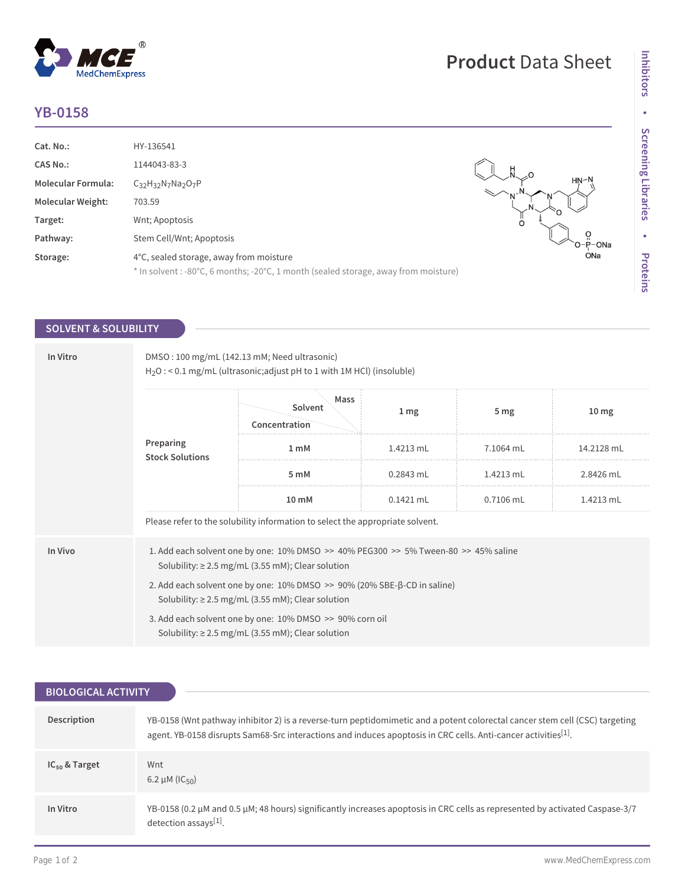# YB-0158

| | |
|---|---|
| **Cat. No.:** | HY-136541 |
| **CAS No.:** | 1144043-83-3 |
| **Molecular Formula:** | $C_{32}H_{32}N_7Na_2O_7P$ |
| **Molecular Weight:** | 703.59 |
| **Target:** | Wnt; Apoptosis |
| **Pathway:** | Stem Cell/Wnt; Apoptosis |
| **Storage:** | 4°C, sealed storage, away from moisture |
| | * In solvent : -80°C, 6 months; -20°C, 1 month (sealed storage, away from moisture) |

## SOLVENT & SOLUBILITY

### In Vitro

DMSO : 100 mg/mL (142.13 mM; Need ultrasonic)

$H_2O$ : < 0.1 mg/mL (ultrasonic;adjust pH to 1 with 1M HCl) (insoluble)

**Preparing Stock Solutions**

| Concentration / Solvent / Mass | 1 mg | 5 mg | 10 mg |
|---|---|---|---|
| 1 mM | 1.4213 mL | 7.1064 mL | 14.2128 mL |
| 5 mM | 0.2843 mL | 1.4213 mL | 2.8426 mL |
| 10 mM | 0.1421 mL | 0.7106 mL | 1.4213 mL |

Please refer to the solubility information to select the appropriate solvent.

### In Vivo

1. Add each solvent one by one: 10% DMSO >> 40% PEG300 >> 5% Tween-80 >> 45% saline
   Solubility: ≥ 2.5 mg/mL (3.55 mM); Clear solution
2. Add each solvent one by one: 10% DMSO >> 90% (20% SBE-β-CD in saline)
   Solubility: ≥ 2.5 mg/mL (3.55 mM); Clear solution
3. Add each solvent one by one: 10% DMSO >> 90% corn oil
   Solubility: ≥ 2.5 mg/mL (3.55 mM); Clear solution

## BIOLOGICAL ACTIVITY

**Description**

YB-0158 (Wnt pathway inhibitor 2) is a reverse-turn peptidomimetic and a potent colorectal cancer stem cell (CSC) targeting agent. YB-0158 disrupts Sam68-Src interactions and induces apoptosis in CRC cells. Anti-cancer activities[1].

**$IC_{50}$ & Target**

Wnt

6.2 μM ($IC_{50}$)

**In Vitro**

YB-0158 (0.2 μM and 0.5 μM; 48 hours) significantly increases apoptosis in CRC cells as represented by activated Caspase-3/7 detection assays[1].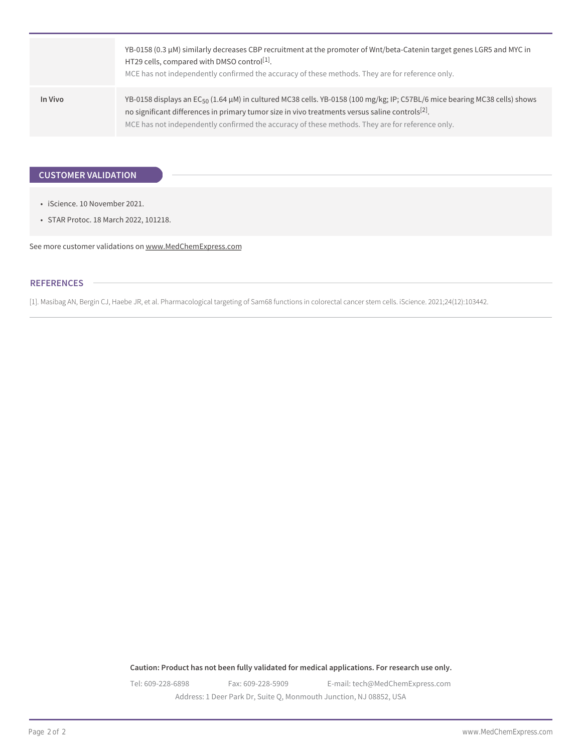| | |
|---|---|
| | YB-0158 (0.3 μM) similarly decreases CBP recruitment at the promoter of Wnt/beta-Catenin target genes LGR5 and MYC in HT29 cells, compared with DMSO control[1]. MCE has not independently confirmed the accuracy of these methods. They are for reference only. |
| **In Vivo** | YB-0158 displays an $EC_{50}$ (1.64 μM) in cultured MC38 cells. YB-0158 (100 mg/kg; IP; C57BL/6 mice bearing MC38 cells) shows no significant differences in primary tumor size in vivo treatments versus saline controls[2]. MCE has not independently confirmed the accuracy of these methods. They are for reference only. |

## CUSTOMER VALIDATION

- iScience. 10 November 2021.
- STAR Protoc. 18 March 2022, 101218.

See more customer validations on www.MedChemExpress.com

## REFERENCES

[1]. Masibag AN, Bergin CJ, Haebe JR, et al. Pharmacological targeting of Sam68 functions in colorectal cancer stem cells. iScience. 2021;24(12):103442.

**Caution: Product has not been fully validated for medical applications. For research use only.**

Tel: 609-228-6898 Fax: 609-228-5909 E-mail: tech@MedChemExpress.com

Address: 1 Deer Park Dr, Suite Q, Monmouth Junction, NJ 08852, USA